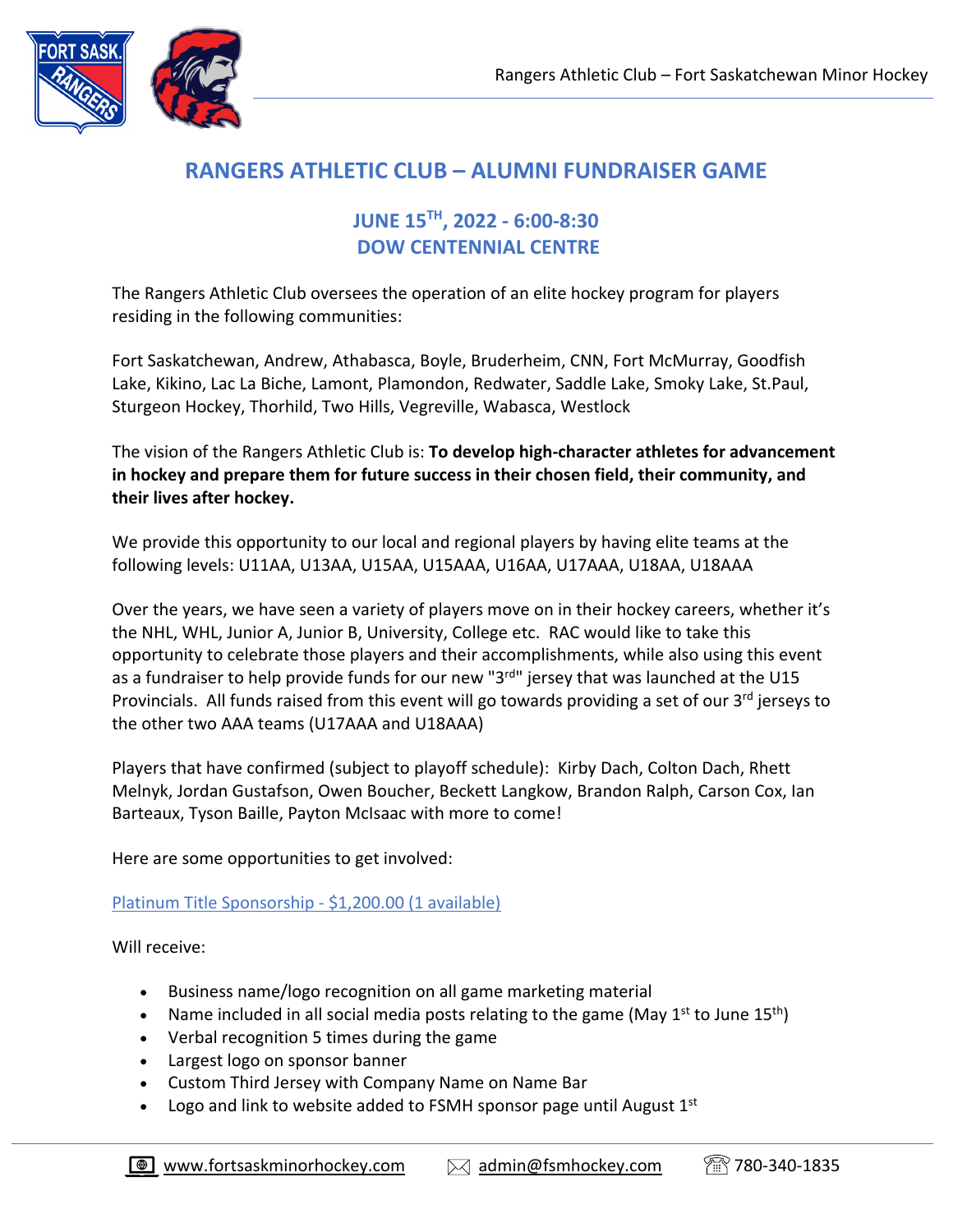# RANGERS ATHLETIC CLUB – ALUMNI FUNDRAISER GAME

## JUNE 15TH, 2022 - 6:00-8:30
## DOW CENTENNIAL CENTRE

The Rangers Athletic Club oversees the operation of an elite hockey program for players residing in the following communities:

Fort Saskatchewan, Andrew, Athabasca, Boyle, Bruderheim, CNN, Fort McMurray, Goodfish Lake, Kikino, Lac La Biche, Lamont, Plamondon, Redwater, Saddle Lake, Smoky Lake, St.Paul, Sturgeon Hockey, Thorhild, Two Hills, Vegreville, Wabasca, Westlock

The vision of the Rangers Athletic Club is: **To develop high-character athletes for advancement in hockey and prepare them for future success in their chosen field, their community, and their lives after hockey.**

We provide this opportunity to our local and regional players by having elite teams at the following levels: U11AA, U13AA, U15AA, U15AAA, U16AA, U17AAA, U18AA, U18AAA

Over the years, we have seen a variety of players move on in their hockey careers, whether it's the NHL, WHL, Junior A, Junior B, University, College etc. RAC would like to take this opportunity to celebrate those players and their accomplishments, while also using this event as a fundraiser to help provide funds for our new "3rd" jersey that was launched at the U15 Provincials. All funds raised from this event will go towards providing a set of our 3rd jerseys to the other two AAA teams (U17AAA and U18AAA)

Players that have confirmed (subject to playoff schedule): Kirby Dach, Colton Dach, Rhett Melnyk, Jordan Gustafson, Owen Boucher, Beckett Langkow, Brandon Ralph, Carson Cox, Ian Barteaux, Tyson Baille, Payton McIsaac with more to come!

Here are some opportunities to get involved:

Platinum Title Sponsorship - $1,200.00 (1 available)

Will receive:

- Business name/logo recognition on all game marketing material
- Name included in all social media posts relating to the game (May 1st to June 15th)
- Verbal recognition 5 times during the game
- Largest logo on sponsor banner
- Custom Third Jersey with Company Name on Name Bar
- Logo and link to website added to FSMH sponsor page until August 1st

www.fortsaskminorhockey.com | admin@fsmhockey.com | 780-340-1835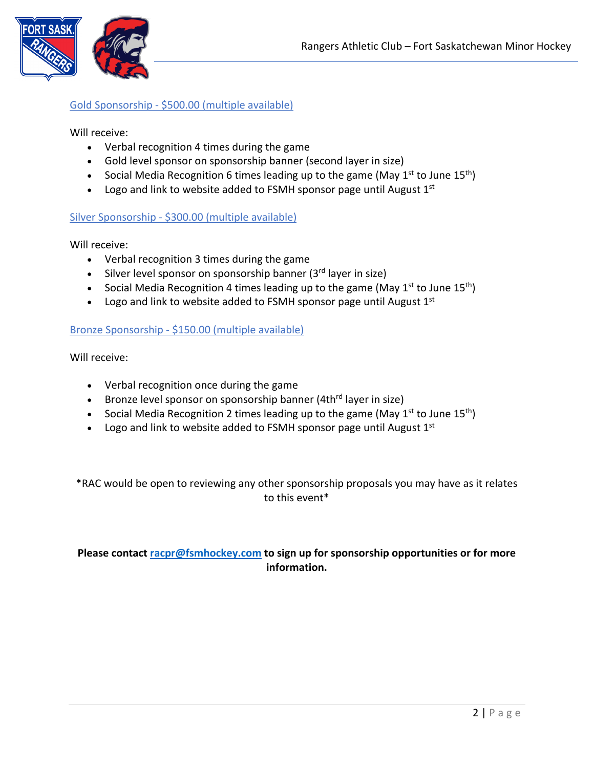Gold Sponsorship - $500.00 (multiple available)

Will receive:

- Verbal recognition 4 times during the game
- Gold level sponsor on sponsorship banner (second layer in size)
- Social Media Recognition 6 times leading up to the game (May 1st to June 15th)
- Logo and link to website added to FSMH sponsor page until August 1st

Silver Sponsorship - $300.00 (multiple available)

Will receive:

- Verbal recognition 3 times during the game
- Silver level sponsor on sponsorship banner (3rd layer in size)
- Social Media Recognition 4 times leading up to the game (May 1st to June 15th)
- Logo and link to website added to FSMH sponsor page until August 1st

Bronze Sponsorship - $150.00 (multiple available)

Will receive:

- Verbal recognition once during the game
- Bronze level sponsor on sponsorship banner (4thrd layer in size)
- Social Media Recognition 2 times leading up to the game (May 1st to June 15th)
- Logo and link to website added to FSMH sponsor page until August 1st

*RAC would be open to reviewing any other sponsorship proposals you may have as it relates to this event*

**Please contact racpr@fsmhockey.com to sign up for sponsorship opportunities or for more information.**